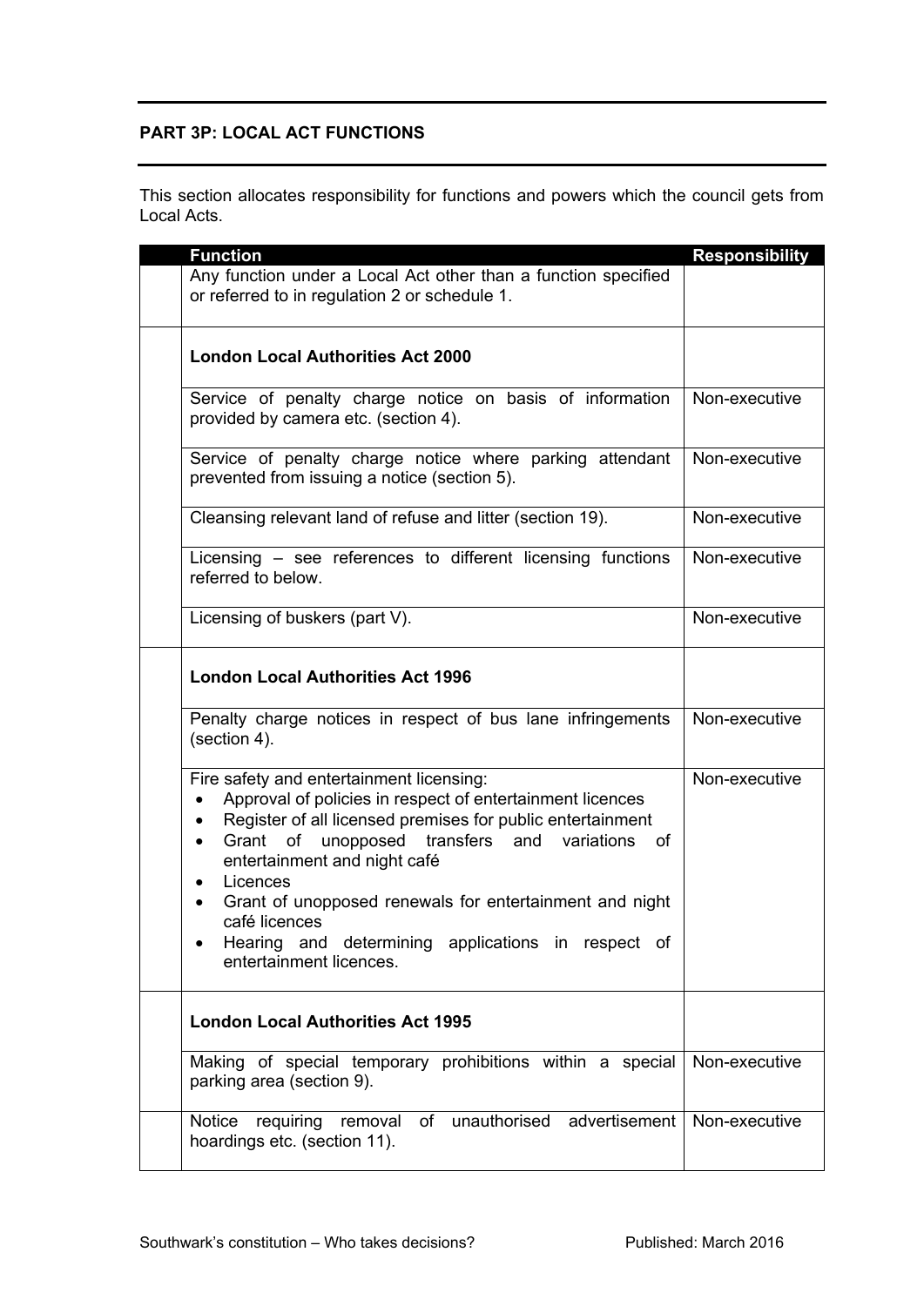## PART 3P: LOCAL ACT FUNCTIONS

This section allocates responsibility for functions and powers which the council gets from Local Acts.

| | Function | Responsibility |
|---|---|---|
| | Any function under a Local Act other than a function specified or referred to in regulation 2 or schedule 1. | |
| | **London Local Authorities Act 2000** | |
| | Service of penalty charge notice on basis of information provided by camera etc. (section 4). | Non-executive |
| | Service of penalty charge notice where parking attendant prevented from issuing a notice (section 5). | Non-executive |
| | Cleansing relevant land of refuse and litter (section 19). | Non-executive |
| | Licensing – see references to different licensing functions referred to below. | Non-executive |
| | Licensing of buskers (part V). | Non-executive |
| | **London Local Authorities Act 1996** | |
| | Penalty charge notices in respect of bus lane infringements (section 4). | Non-executive |
| | Fire safety and entertainment licensing:<br>• Approval of policies in respect of entertainment licences<br>• Register of all licensed premises for public entertainment<br>• Grant of unopposed transfers and variations of entertainment and night café<br>• Licences<br>• Grant of unopposed renewals for entertainment and night café licences<br>• Hearing and determining applications in respect of entertainment licences. | Non-executive |
| | **London Local Authorities Act 1995** | |
| | Making of special temporary prohibitions within a special parking area (section 9). | Non-executive |
| | Notice requiring removal of unauthorised advertisement hoardings etc. (section 11). | Non-executive |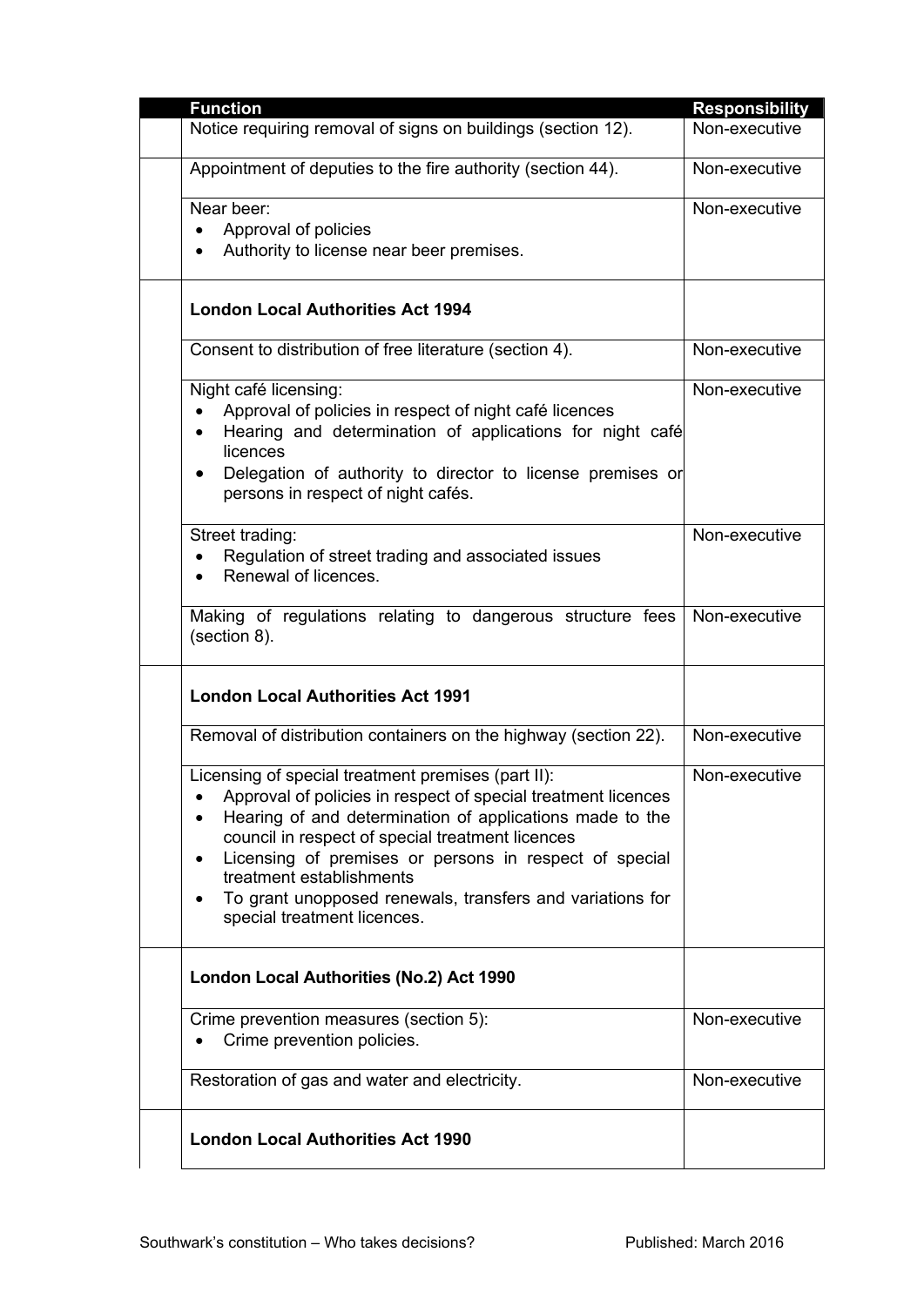| Function | Responsibility |
| --- | --- |
| Notice requiring removal of signs on buildings (section 12). | Non-executive |
| Appointment of deputies to the fire authority (section 44). | Non-executive |
| Near beer:<br>• Approval of policies<br>• Authority to license near beer premises. | Non-executive |
| **London Local Authorities Act 1994** | |
| Consent to distribution of free literature (section 4). | Non-executive |
| Night café licensing:<br>• Approval of policies in respect of night café licences<br>• Hearing and determination of applications for night café licences<br>• Delegation of authority to director to license premises or persons in respect of night cafés. | Non-executive |
| Street trading:<br>• Regulation of street trading and associated issues<br>• Renewal of licences. | Non-executive |
| Making of regulations relating to dangerous structure fees (section 8). | Non-executive |
| **London Local Authorities Act 1991** | |
| Removal of distribution containers on the highway (section 22). | Non-executive |
| Licensing of special treatment premises (part II):<br>• Approval of policies in respect of special treatment licences<br>• Hearing of and determination of applications made to the council in respect of special treatment licences<br>• Licensing of premises or persons in respect of special treatment establishments<br>• To grant unopposed renewals, transfers and variations for special treatment licences. | Non-executive |
| **London Local Authorities (No.2) Act 1990** | |
| Crime prevention measures (section 5):<br>• Crime prevention policies. | Non-executive |
| Restoration of gas and water and electricity. | Non-executive |
| **London Local Authorities Act 1990** | |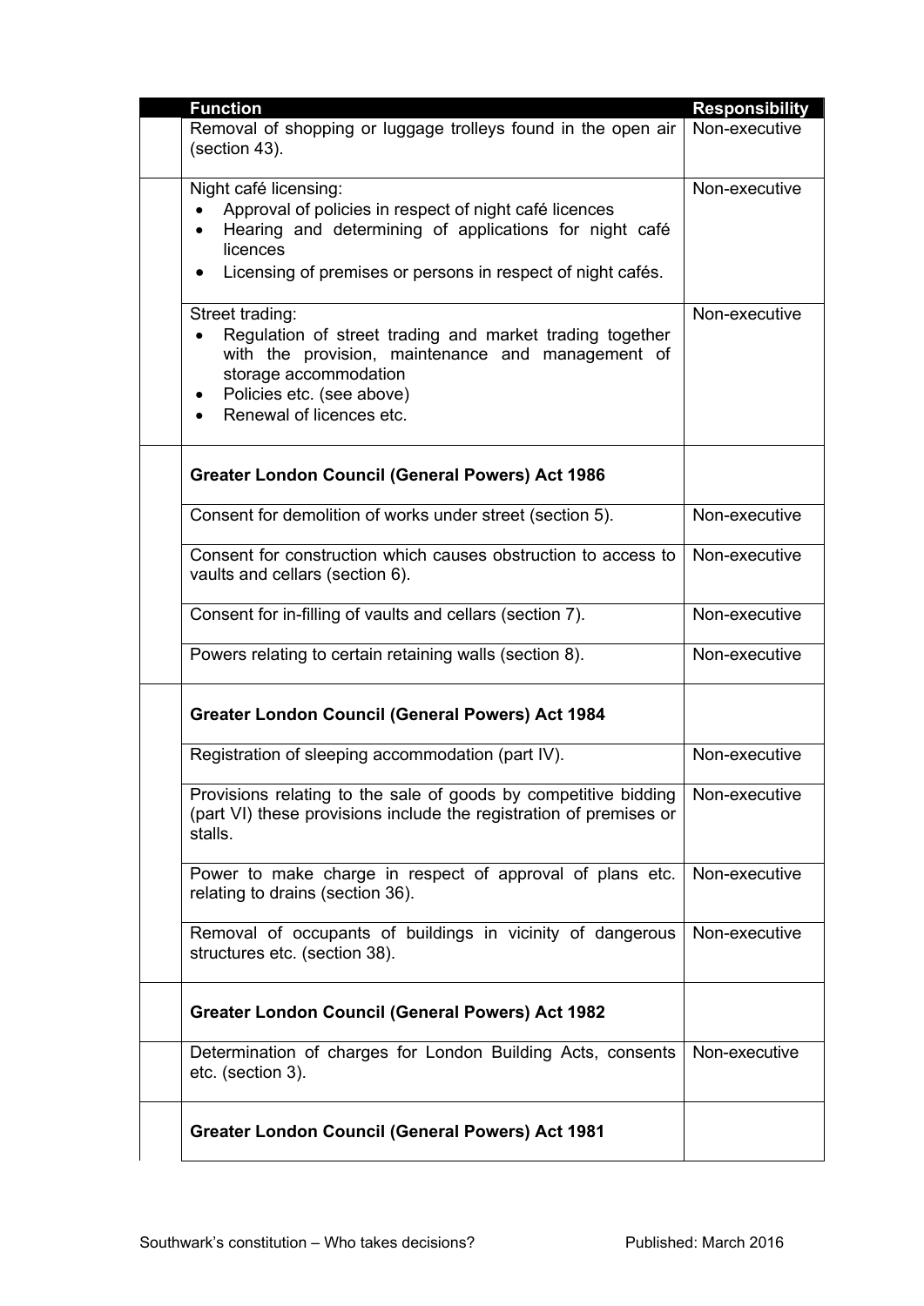| Function | Responsibility |
|---|---|
| Removal of shopping or luggage trolleys found in the open air (section 43). | Non-executive |
| Night café licensing:<br>• Approval of policies in respect of night café licences<br>• Hearing and determining of applications for night café licences<br>• Licensing of premises or persons in respect of night cafés. | Non-executive |
| Street trading:<br>• Regulation of street trading and market trading together with the provision, maintenance and management of storage accommodation<br>• Policies etc. (see above)<br>• Renewal of licences etc. | Non-executive |
| **Greater London Council (General Powers) Act 1986** | |
| Consent for demolition of works under street (section 5). | Non-executive |
| Consent for construction which causes obstruction to access to vaults and cellars (section 6). | Non-executive |
| Consent for in-filling of vaults and cellars (section 7). | Non-executive |
| Powers relating to certain retaining walls (section 8). | Non-executive |
| **Greater London Council (General Powers) Act 1984** | |
| Registration of sleeping accommodation (part IV). | Non-executive |
| Provisions relating to the sale of goods by competitive bidding (part VI) these provisions include the registration of premises or stalls. | Non-executive |
| Power to make charge in respect of approval of plans etc. relating to drains (section 36). | Non-executive |
| Removal of occupants of buildings in vicinity of dangerous structures etc. (section 38). | Non-executive |
| **Greater London Council (General Powers) Act 1982** | |
| Determination of charges for London Building Acts, consents etc. (section 3). | Non-executive |
| **Greater London Council (General Powers) Act 1981** | |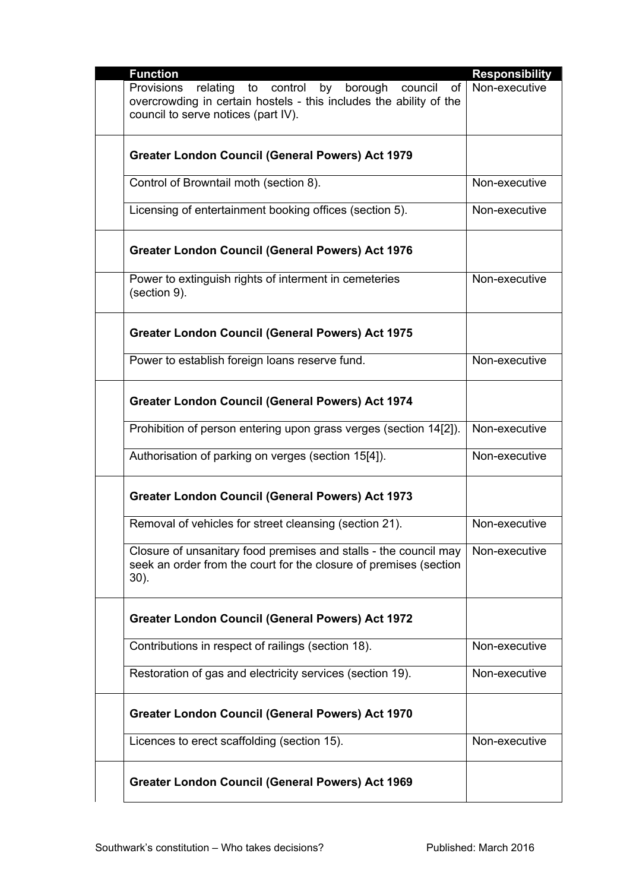| Function | Responsibility |
| --- | --- |
| Provisions relating to control by borough council of overcrowding in certain hostels - this includes the ability of the council to serve notices (part IV). | Non-executive |
| **Greater London Council (General Powers) Act 1979** | |
| Control of Browntail moth (section 8). | Non-executive |
| Licensing of entertainment booking offices (section 5). | Non-executive |
| **Greater London Council (General Powers) Act 1976** | |
| Power to extinguish rights of interment in cemeteries (section 9). | Non-executive |
| **Greater London Council (General Powers) Act 1975** | |
| Power to establish foreign loans reserve fund. | Non-executive |
| **Greater London Council (General Powers) Act 1974** | |
| Prohibition of person entering upon grass verges (section 14[2]). | Non-executive |
| Authorisation of parking on verges (section 15[4]). | Non-executive |
| **Greater London Council (General Powers) Act 1973** | |
| Removal of vehicles for street cleansing (section 21). | Non-executive |
| Closure of unsanitary food premises and stalls - the council may seek an order from the court for the closure of premises (section 30). | Non-executive |
| **Greater London Council (General Powers) Act 1972** | |
| Contributions in respect of railings (section 18). | Non-executive |
| Restoration of gas and electricity services (section 19). | Non-executive |
| **Greater London Council (General Powers) Act 1970** | |
| Licences to erect scaffolding (section 15). | Non-executive |
| **Greater London Council (General Powers) Act 1969** | |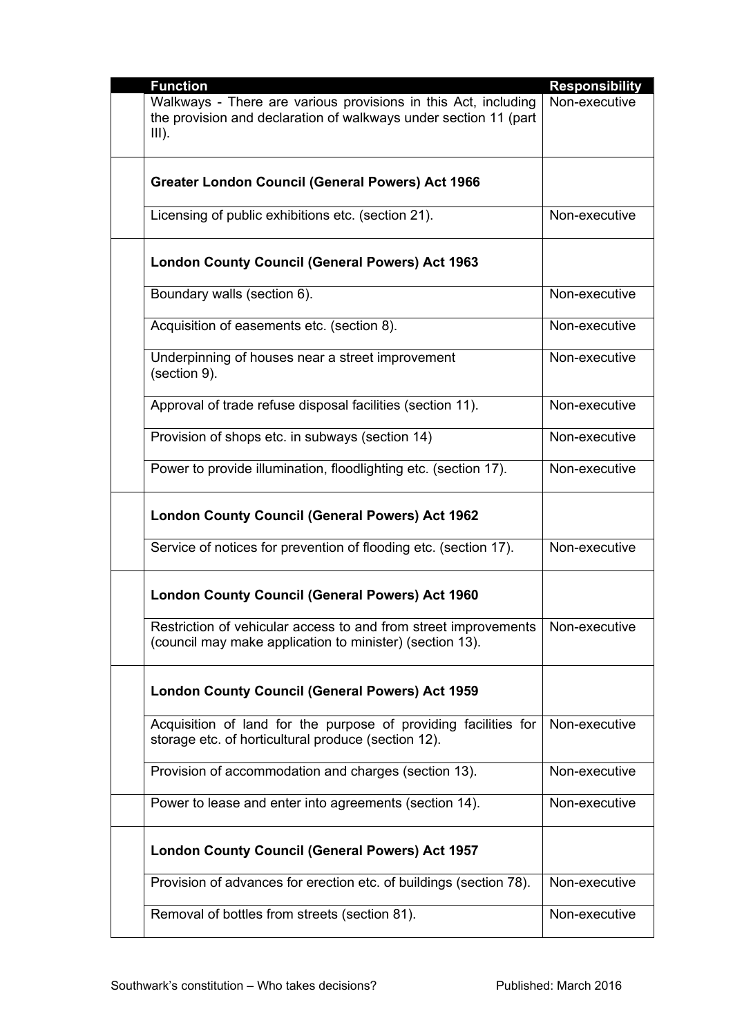| | Function | Responsibility |
|---|---|---|
| | Walkways - There are various provisions in this Act, including the provision and declaration of walkways under section 11 (part III). | Non-executive |
| | **Greater London Council (General Powers) Act 1966** | |
| | Licensing of public exhibitions etc. (section 21). | Non-executive |
| | **London County Council (General Powers) Act 1963** | |
| | Boundary walls (section 6). | Non-executive |
| | Acquisition of easements etc. (section 8). | Non-executive |
| | Underpinning of houses near a street improvement (section 9). | Non-executive |
| | Approval of trade refuse disposal facilities (section 11). | Non-executive |
| | Provision of shops etc. in subways (section 14) | Non-executive |
| | Power to provide illumination, floodlighting etc. (section 17). | Non-executive |
| | **London County Council (General Powers) Act 1962** | |
| | Service of notices for prevention of flooding etc. (section 17). | Non-executive |
| | **London County Council (General Powers) Act 1960** | |
| | Restriction of vehicular access to and from street improvements (council may make application to minister) (section 13). | Non-executive |
| | **London County Council (General Powers) Act 1959** | |
| | Acquisition of land for the purpose of providing facilities for storage etc. of horticultural produce (section 12). | Non-executive |
| | Provision of accommodation and charges (section 13). | Non-executive |
| | Power to lease and enter into agreements (section 14). | Non-executive |
| | **London County Council (General Powers) Act 1957** | |
| | Provision of advances for erection etc. of buildings (section 78). | Non-executive |
| | Removal of bottles from streets (section 81). | Non-executive |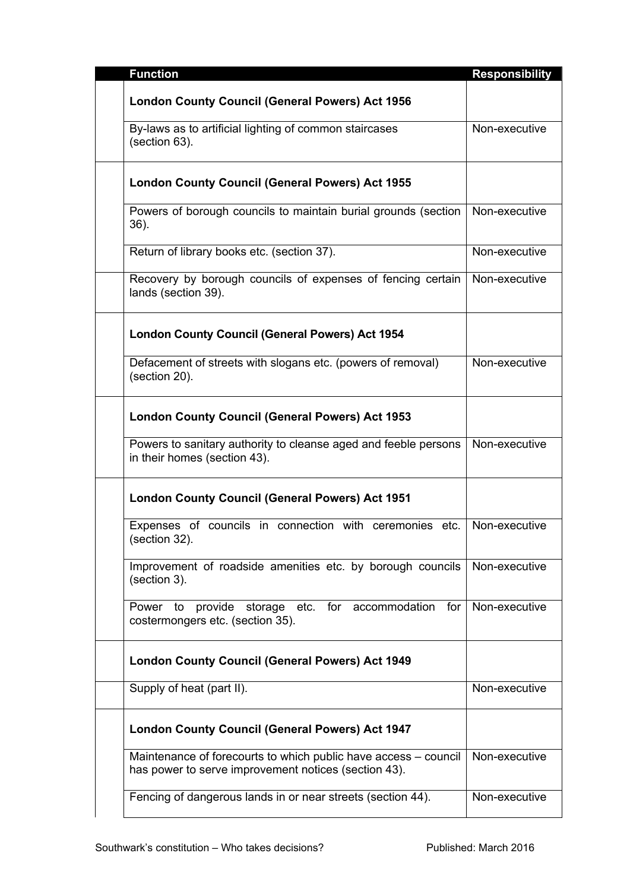| Function | Responsibility |
|---|---|
| **London County Council (General Powers) Act 1956** | |
| By-laws as to artificial lighting of common staircases (section 63). | Non-executive |
| **London County Council (General Powers) Act 1955** | |
| Powers of borough councils to maintain burial grounds (section 36). | Non-executive |
| Return of library books etc. (section 37). | Non-executive |
| Recovery by borough councils of expenses of fencing certain lands (section 39). | Non-executive |
| **London County Council (General Powers) Act 1954** | |
| Defacement of streets with slogans etc. (powers of removal) (section 20). | Non-executive |
| **London County Council (General Powers) Act 1953** | |
| Powers to sanitary authority to cleanse aged and feeble persons in their homes (section 43). | Non-executive |
| **London County Council (General Powers) Act 1951** | |
| Expenses of councils in connection with ceremonies etc. (section 32). | Non-executive |
| Improvement of roadside amenities etc. by borough councils (section 3). | Non-executive |
| Power to provide storage etc. for accommodation for costermongers etc. (section 35). | Non-executive |
| **London County Council (General Powers) Act 1949** | |
| Supply of heat (part II). | Non-executive |
| **London County Council (General Powers) Act 1947** | |
| Maintenance of forecourts to which public have access – council has power to serve improvement notices (section 43). | Non-executive |
| Fencing of dangerous lands in or near streets (section 44). | Non-executive |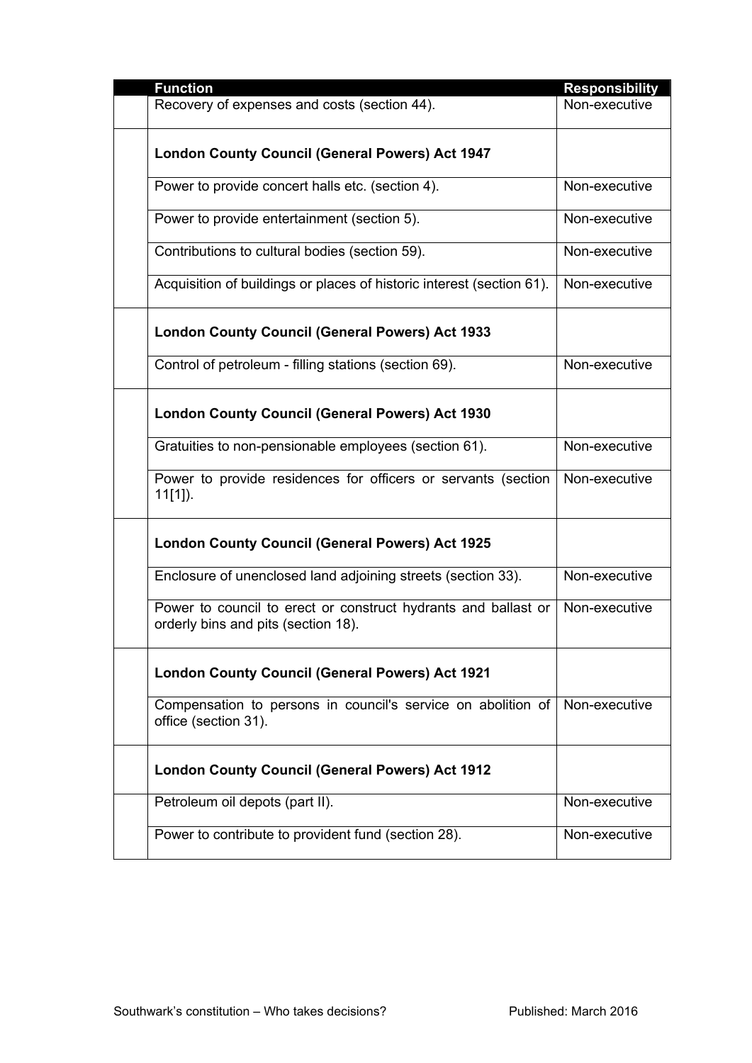| | Function | Responsibility |
|---|---|---|
| | Recovery of expenses and costs (section 44). | Non-executive |
| | **London County Council (General Powers) Act 1947** | |
| | Power to provide concert halls etc. (section 4). | Non-executive |
| | Power to provide entertainment (section 5). | Non-executive |
| | Contributions to cultural bodies (section 59). | Non-executive |
| | Acquisition of buildings or places of historic interest (section 61). | Non-executive |
| | **London County Council (General Powers) Act 1933** | |
| | Control of petroleum - filling stations (section 69). | Non-executive |
| | **London County Council (General Powers) Act 1930** | |
| | Gratuities to non-pensionable employees (section 61). | Non-executive |
| | Power to provide residences for officers or servants (section 11[1]). | Non-executive |
| | **London County Council (General Powers) Act 1925** | |
| | Enclosure of unenclosed land adjoining streets (section 33). | Non-executive |
| | Power to council to erect or construct hydrants and ballast or orderly bins and pits (section 18). | Non-executive |
| | **London County Council (General Powers) Act 1921** | |
| | Compensation to persons in council's service on abolition of office (section 31). | Non-executive |
| | **London County Council (General Powers) Act 1912** | |
| | Petroleum oil depots (part II). | Non-executive |
| | Power to contribute to provident fund (section 28). | Non-executive |